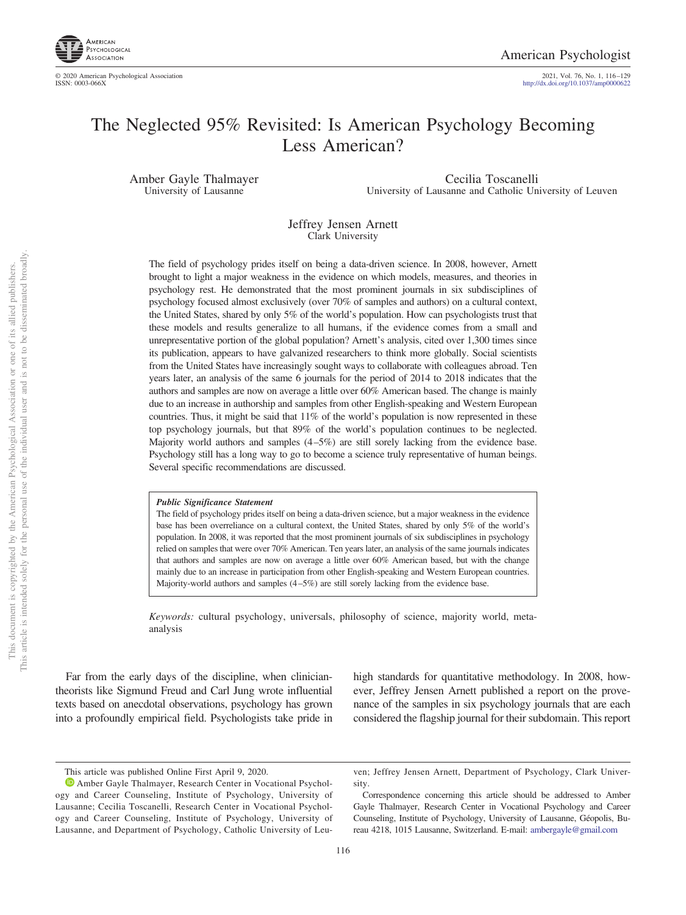# The Neglected 95% Revisited: Is American Psychology Becoming Less American?

Amber Gayle Thalmayer
University of Lausanne

Cecilia Toscanelli
University of Lausanne and Catholic University of Leuven

Jeffrey Jensen Arnett
Clark University

The field of psychology prides itself on being a data-driven science. In 2008, however, Arnett brought to light a major weakness in the evidence on which models, measures, and theories in psychology rest. He demonstrated that the most prominent journals in six subdisciplines of psychology focused almost exclusively (over 70% of samples and authors) on a cultural context, the United States, shared by only 5% of the world's population. How can psychologists trust that these models and results generalize to all humans, if the evidence comes from a small and unrepresentative portion of the global population? Arnett's analysis, cited over 1,300 times since its publication, appears to have galvanized researchers to think more globally. Social scientists from the United States have increasingly sought ways to collaborate with colleagues abroad. Ten years later, an analysis of the same 6 journals for the period of 2014 to 2018 indicates that the authors and samples are now on average a little over 60% American based. The change is mainly due to an increase in authorship and samples from other English-speaking and Western European countries. Thus, it might be said that 11% of the world's population is now represented in these top psychology journals, but that 89% of the world's population continues to be neglected. Majority world authors and samples (4–5%) are still sorely lacking from the evidence base. Psychology still has a long way to go to become a science truly representative of human beings. Several specific recommendations are discussed.

***Public Significance Statement***

The field of psychology prides itself on being a data-driven science, but a major weakness in the evidence base has been overreliance on a cultural context, the United States, shared by only 5% of the world's population. In 2008, it was reported that the most prominent journals of six subdisciplines in psychology relied on samples that were over 70% American. Ten years later, an analysis of the same journals indicates that authors and samples are now on average a little over 60% American based, but with the change mainly due to an increase in participation from other English-speaking and Western European countries. Majority-world authors and samples (4–5%) are still sorely lacking from the evidence base.

*Keywords:* cultural psychology, universals, philosophy of science, majority world, meta-analysis

Far from the early days of the discipline, when clinician-theorists like Sigmund Freud and Carl Jung wrote influential texts based on anecdotal observations, psychology has grown into a profoundly empirical field. Psychologists take pride in high standards for quantitative methodology. In 2008, however, Jeffrey Jensen Arnett published a report on the provenance of the samples in six psychology journals that are each considered the flagship journal for their subdomain. This report

---

This article was published Online First April 9, 2020.

Amber Gayle Thalmayer, Research Center in Vocational Psychology and Career Counseling, Institute of Psychology, University of Lausanne; Cecilia Toscanelli, Research Center in Vocational Psychology and Career Counseling, Institute of Psychology, University of Lausanne, and Department of Psychology, Catholic University of Leuven; Jeffrey Jensen Arnett, Department of Psychology, Clark University.

Correspondence concerning this article should be addressed to Amber Gayle Thalmayer, Research Center in Vocational Psychology and Career Counseling, Institute of Psychology, University of Lausanne, Géopolis, Bureau 4218, 1015 Lausanne, Switzerland. E-mail: ambergayle@gmail.com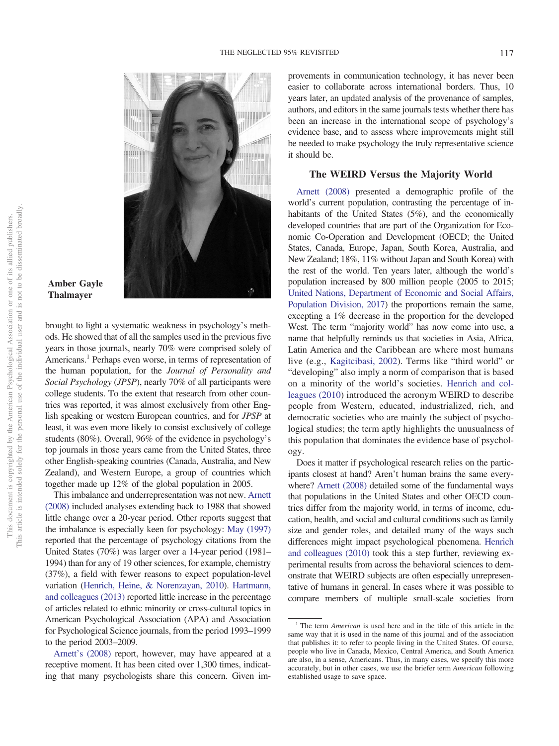**Amber Gayle Thalmayer**

brought to light a systematic weakness in psychology's methods. He showed that of all the samples used in the previous five years in those journals, nearly 70% were comprised solely of Americans.[1] Perhaps even worse, in terms of representation of the human population, for the *Journal of Personality and Social Psychology* (*JPSP*), nearly 70% of all participants were college students. To the extent that research from other countries was reported, it was almost exclusively from other English speaking or western European countries, and for *JPSP* at least, it was even more likely to consist exclusively of college students (80%). Overall, 96% of the evidence in psychology's top journals in those years came from the United States, three other English-speaking countries (Canada, Australia, and New Zealand), and Western Europe, a group of countries which together made up 12% of the global population in 2005.

This imbalance and underrepresentation was not new. Arnett (2008) included analyses extending back to 1988 that showed little change over a 20-year period. Other reports suggest that the imbalance is especially keen for psychology: May (1997) reported that the percentage of psychology citations from the United States (70%) was larger over a 14-year period (1981–1994) than for any of 19 other sciences, for example, chemistry (37%), a field with fewer reasons to expect population-level variation (Henrich, Heine, & Norenzayan, 2010). Hartmann, and colleagues (2013) reported little increase in the percentage of articles related to ethnic minority or cross-cultural topics in American Psychological Association (APA) and Association for Psychological Science journals, from the period 1993–1999 to the period 2003–2009.

Arnett's (2008) report, however, may have appeared at a receptive moment. It has been cited over 1,300 times, indicating that many psychologists share this concern. Given improvements in communication technology, it has never been easier to collaborate across international borders. Thus, 10 years later, an updated analysis of the provenance of samples, authors, and editors in the same journals tests whether there has been an increase in the international scope of psychology's evidence base, and to assess where improvements might still be needed to make psychology the truly representative science it should be.

## The WEIRD Versus the Majority World

Arnett (2008) presented a demographic profile of the world's current population, contrasting the percentage of inhabitants of the United States (5%), and the economically developed countries that are part of the Organization for Economic Co-Operation and Development (OECD; the United States, Canada, Europe, Japan, South Korea, Australia, and New Zealand; 18%, 11% without Japan and South Korea) with the rest of the world. Ten years later, although the world's population increased by 800 million people (2005 to 2015; United Nations, Department of Economic and Social Affairs, Population Division, 2017) the proportions remain the same, excepting a 1% decrease in the proportion for the developed West. The term "majority world" has now come into use, a name that helpfully reminds us that societies in Asia, Africa, Latin America and the Caribbean are where most humans live (e.g., Kagitcibasi, 2002). Terms like "third world" or "developing" also imply a norm of comparison that is based on a minority of the world's societies. Henrich and colleagues (2010) introduced the acronym WEIRD to describe people from Western, educated, industrialized, rich, and democratic societies who are mainly the subject of psychological studies; the term aptly highlights the unusualness of this population that dominates the evidence base of psychology.

Does it matter if psychological research relies on the participants closest at hand? Aren't human brains the same everywhere? Arnett (2008) detailed some of the fundamental ways that populations in the United States and other OECD countries differ from the majority world, in terms of income, education, health, and social and cultural conditions such as family size and gender roles, and detailed many of the ways such differences might impact psychological phenomena. Henrich and colleagues (2010) took this a step further, reviewing experimental results from across the behavioral sciences to demonstrate that WEIRD subjects are often especially unrepresentative of humans in general. In cases where it was possible to compare members of multiple small-scale societies from

[1] The term *American* is used here and in the title of this article in the same way that it is used in the name of this journal and of the association that publishes it: to refer to people living in the United States. Of course, people who live in Canada, Mexico, Central America, and South America are also, in a sense, Americans. Thus, in many cases, we specify this more accurately, but in other cases, we use the briefer term *American* following established usage to save space.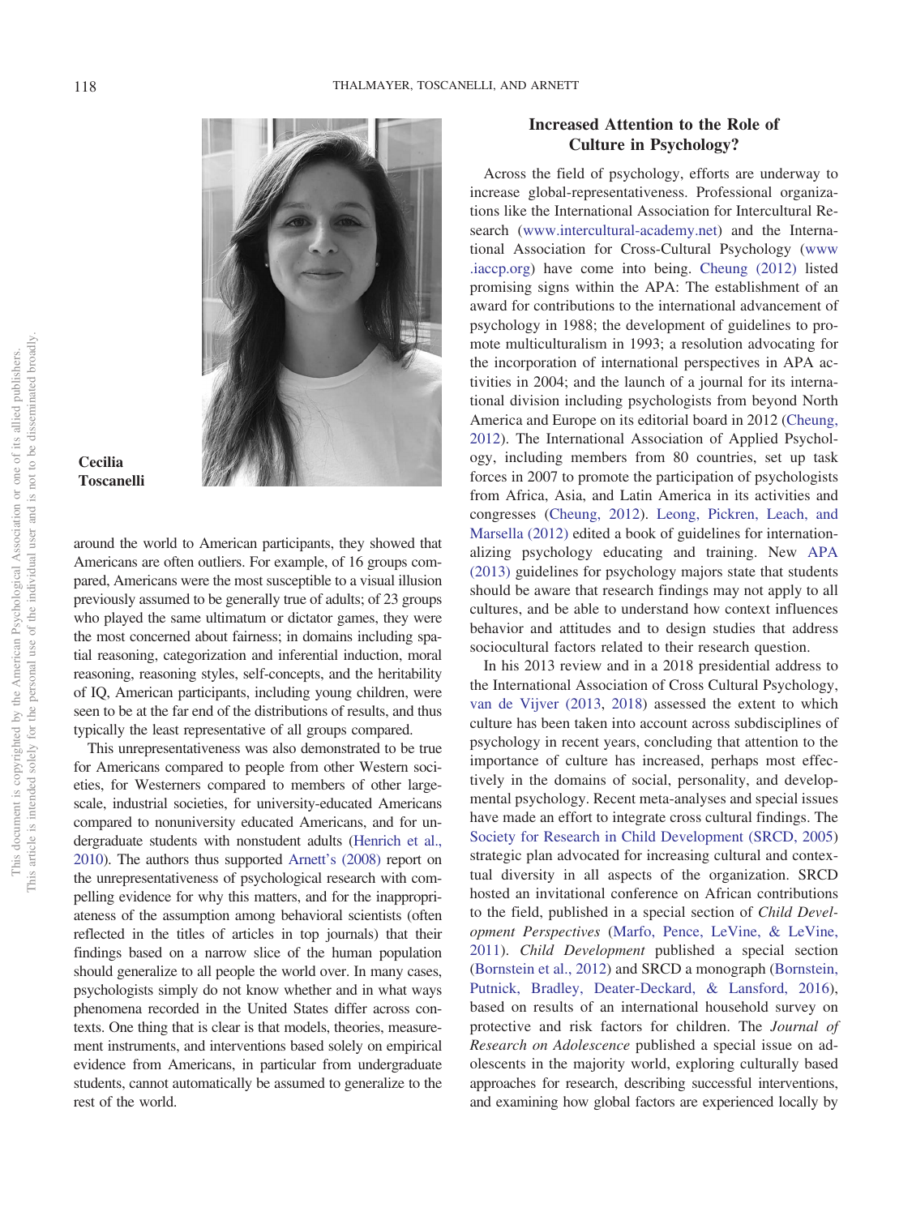**Cecilia Toscanelli**

around the world to American participants, they showed that Americans are often outliers. For example, of 16 groups compared, Americans were the most susceptible to a visual illusion previously assumed to be generally true of adults; of 23 groups who played the same ultimatum or dictator games, they were the most concerned about fairness; in domains including spatial reasoning, categorization and inferential induction, moral reasoning, reasoning styles, self-concepts, and the heritability of IQ, American participants, including young children, were seen to be at the far end of the distributions of results, and thus typically the least representative of all groups compared.

This unrepresentativeness was also demonstrated to be true for Americans compared to people from other Western societies, for Westerners compared to members of other large-scale, industrial societies, for university-educated Americans compared to nonuniversity educated Americans, and for undergraduate students with nonstudent adults (Henrich et al., 2010). The authors thus supported Arnett's (2008) report on the unrepresentativeness of psychological research with compelling evidence for why this matters, and for the inappropriateness of the assumption among behavioral scientists (often reflected in the titles of articles in top journals) that their findings based on a narrow slice of the human population should generalize to all people the world over. In many cases, psychologists simply do not know whether and in what ways phenomena recorded in the United States differ across contexts. One thing that is clear is that models, theories, measurement instruments, and interventions based solely on empirical evidence from Americans, in particular from undergraduate students, cannot automatically be assumed to generalize to the rest of the world.

## Increased Attention to the Role of Culture in Psychology?

Across the field of psychology, efforts are underway to increase global-representativeness. Professional organizations like the International Association for Intercultural Research (www.intercultural-academy.net) and the International Association for Cross-Cultural Psychology (www.iaccp.org) have come into being. Cheung (2012) listed promising signs within the APA: The establishment of an award for contributions to the international advancement of psychology in 1988; the development of guidelines to promote multiculturalism in 1993; a resolution advocating for the incorporation of international perspectives in APA activities in 2004; and the launch of a journal for its international division including psychologists from beyond North America and Europe on its editorial board in 2012 (Cheung, 2012). The International Association of Applied Psychology, including members from 80 countries, set up task forces in 2007 to promote the participation of psychologists from Africa, Asia, and Latin America in its activities and congresses (Cheung, 2012). Leong, Pickren, Leach, and Marsella (2012) edited a book of guidelines for internationalizing psychology educating and training. New APA (2013) guidelines for psychology majors state that students should be aware that research findings may not apply to all cultures, and be able to understand how context influences behavior and attitudes and to design studies that address sociocultural factors related to their research question.

In his 2013 review and in a 2018 presidential address to the International Association of Cross Cultural Psychology, van de Vijver (2013, 2018) assessed the extent to which culture has been taken into account across subdisciplines of psychology in recent years, concluding that attention to the importance of culture has increased, perhaps most effectively in the domains of social, personality, and developmental psychology. Recent meta-analyses and special issues have made an effort to integrate cross cultural findings. The Society for Research in Child Development (SRCD, 2005) strategic plan advocated for increasing cultural and contextual diversity in all aspects of the organization. SRCD hosted an invitational conference on African contributions to the field, published in a special section of *Child Development Perspectives* (Marfo, Pence, LeVine, & LeVine, 2011). *Child Development* published a special section (Bornstein et al., 2012) and SRCD a monograph (Bornstein, Putnick, Bradley, Deater-Deckard, & Lansford, 2016), based on results of an international household survey on protective and risk factors for children. The *Journal of Research on Adolescence* published a special issue on adolescents in the majority world, exploring culturally based approaches for research, describing successful interventions, and examining how global factors are experienced locally by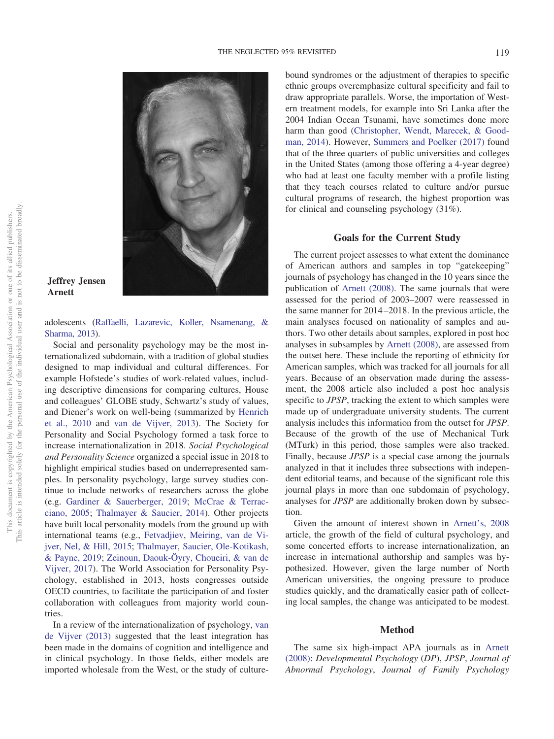**Jeffrey Jensen Arnett**

adolescents (Raffaelli, Lazarevic, Koller, Nsamenang, & Sharma, 2013).

Social and personality psychology may be the most internationalized subdomain, with a tradition of global studies designed to map individual and cultural differences. For example Hofstede's studies of work-related values, including descriptive dimensions for comparing cultures, House and colleagues' GLOBE study, Schwartz's study of values, and Diener's work on well-being (summarized by Henrich et al., 2010 and van de Vijver, 2013). The Society for Personality and Social Psychology formed a task force to increase internationalization in 2018. *Social Psychological and Personality Science* organized a special issue in 2018 to highlight empirical studies based on underrepresented samples. In personality psychology, large survey studies continue to include networks of researchers across the globe (e.g. Gardiner & Sauerberger, 2019; McCrae & Terracciano, 2005; Thalmayer & Saucier, 2014). Other projects have built local personality models from the ground up with international teams (e.g., Fetvadjiev, Meiring, van de Vijver, Nel, & Hill, 2015; Thalmayer, Saucier, Ole-Kotikash, & Payne, 2019; Zeinoun, Daouk-Öyry, Choueiri, & van de Vijver, 2017). The World Association for Personality Psychology, established in 2013, hosts congresses outside OECD countries, to facilitate the participation of and foster collaboration with colleagues from majority world countries.

In a review of the internationalization of psychology, van de Vijver (2013) suggested that the least integration has been made in the domains of cognition and intelligence and in clinical psychology. In those fields, either models are imported wholesale from the West, or the study of culture-bound syndromes or the adjustment of therapies to specific ethnic groups overemphasize cultural specificity and fail to draw appropriate parallels. Worse, the importation of Western treatment models, for example into Sri Lanka after the 2004 Indian Ocean Tsunami, have sometimes done more harm than good (Christopher, Wendt, Marecek, & Goodman, 2014). However, Summers and Poelker (2017) found that of the three quarters of public universities and colleges in the United States (among those offering a 4-year degree) who had at least one faculty member with a profile listing that they teach courses related to culture and/or pursue cultural programs of research, the highest proportion was for clinical and counseling psychology (31%).

## Goals for the Current Study

The current project assesses to what extent the dominance of American authors and samples in top "gatekeeping" journals of psychology has changed in the 10 years since the publication of Arnett (2008). The same journals that were assessed for the period of 2003–2007 were reassessed in the same manner for 2014–2018. In the previous article, the main analyses focused on nationality of samples and authors. Two other details about samples, explored in post hoc analyses in subsamples by Arnett (2008), are assessed from the outset here. These include the reporting of ethnicity for American samples, which was tracked for all journals for all years. Because of an observation made during the assessment, the 2008 article also included a post hoc analysis specific to *JPSP*, tracking the extent to which samples were made up of undergraduate university students. The current analysis includes this information from the outset for *JPSP*. Because of the growth of the use of Mechanical Turk (MTurk) in this period, those samples were also tracked. Finally, because *JPSP* is a special case among the journals analyzed in that it includes three subsections with independent editorial teams, and because of the significant role this journal plays in more than one subdomain of psychology, analyses for *JPSP* are additionally broken down by subsection.

Given the amount of interest shown in Arnett's, 2008 article, the growth of the field of cultural psychology, and some concerted efforts to increase internationalization, an increase in international authorship and samples was hypothesized. However, given the large number of North American universities, the ongoing pressure to produce studies quickly, and the dramatically easier path of collecting local samples, the change was anticipated to be modest.

## Method

The same six high-impact APA journals as in Arnett (2008): *Developmental Psychology* (*DP*), *JPSP*, *Journal of Abnormal Psychology*, *Journal of Family Psychology*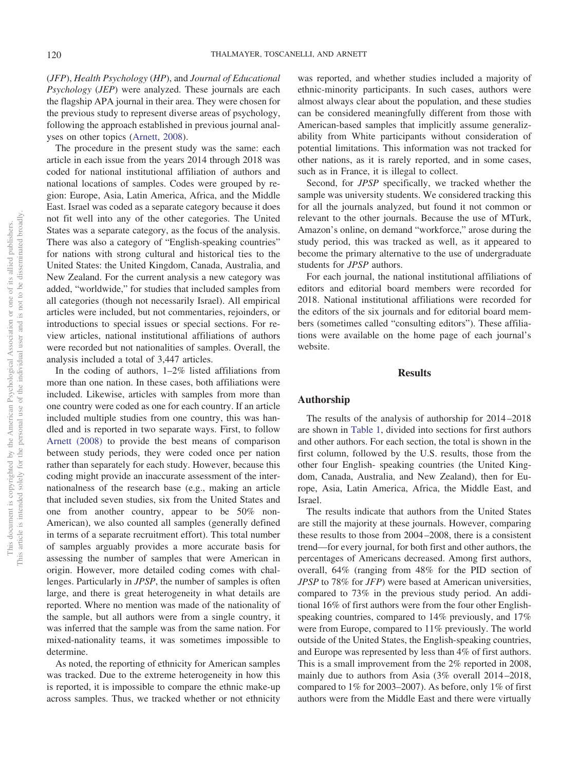(*JFP*), *Health Psychology* (*HP*), and *Journal of Educational Psychology* (*JEP*) were analyzed. These journals are each the flagship APA journal in their area. They were chosen for the previous study to represent diverse areas of psychology, following the approach established in previous journal analyses on other topics (Arnett, 2008).

The procedure in the present study was the same: each article in each issue from the years 2014 through 2018 was coded for national institutional affiliation of authors and national locations of samples. Codes were grouped by region: Europe, Asia, Latin America, Africa, and the Middle East. Israel was coded as a separate category because it does not fit well into any of the other categories. The United States was a separate category, as the focus of the analysis. There was also a category of "English-speaking countries" for nations with strong cultural and historical ties to the United States: the United Kingdom, Canada, Australia, and New Zealand. For the current analysis a new category was added, "worldwide," for studies that included samples from all categories (though not necessarily Israel). All empirical articles were included, but not commentaries, rejoinders, or introductions to special issues or special sections. For review articles, national institutional affiliations of authors were recorded but not nationalities of samples. Overall, the analysis included a total of 3,447 articles.

In the coding of authors, 1–2% listed affiliations from more than one nation. In these cases, both affiliations were included. Likewise, articles with samples from more than one country were coded as one for each country. If an article included multiple studies from one country, this was handled and is reported in two separate ways. First, to follow Arnett (2008) to provide the best means of comparison between study periods, they were coded once per nation rather than separately for each study. However, because this coding might provide an inaccurate assessment of the internationalness of the research base (e.g., making an article that included seven studies, six from the United States and one from another country, appear to be 50% non-American), we also counted all samples (generally defined in terms of a separate recruitment effort). This total number of samples arguably provides a more accurate basis for assessing the number of samples that were American in origin. However, more detailed coding comes with challenges. Particularly in *JPSP*, the number of samples is often large, and there is great heterogeneity in what details are reported. Where no mention was made of the nationality of the sample, but all authors were from a single country, it was inferred that the sample was from the same nation. For mixed-nationality teams, it was sometimes impossible to determine.

As noted, the reporting of ethnicity for American samples was tracked. Due to the extreme heterogeneity in how this is reported, it is impossible to compare the ethnic make-up across samples. Thus, we tracked whether or not ethnicity was reported, and whether studies included a majority of ethnic-minority participants. In such cases, authors were almost always clear about the population, and these studies can be considered meaningfully different from those with American-based samples that implicitly assume generalizability from White participants without consideration of potential limitations. This information was not tracked for other nations, as it is rarely reported, and in some cases, such as in France, it is illegal to collect.

Second, for *JPSP* specifically, we tracked whether the sample was university students. We considered tracking this for all the journals analyzed, but found it not common or relevant to the other journals. Because the use of MTurk, Amazon's online, on demand "workforce," arose during the study period, this was tracked as well, as it appeared to become the primary alternative to the use of undergraduate students for *JPSP* authors.

For each journal, the national institutional affiliations of editors and editorial board members were recorded for 2018. National institutional affiliations were recorded for the editors of the six journals and for editorial board members (sometimes called "consulting editors"). These affiliations were available on the home page of each journal's website.

## Results

### Authorship

The results of the analysis of authorship for 2014–2018 are shown in Table 1, divided into sections for first authors and other authors. For each section, the total is shown in the first column, followed by the U.S. results, those from the other four English- speaking countries (the United Kingdom, Canada, Australia, and New Zealand), then for Europe, Asia, Latin America, Africa, the Middle East, and Israel.

The results indicate that authors from the United States are still the majority at these journals. However, comparing these results to those from 2004–2008, there is a consistent trend—for every journal, for both first and other authors, the percentages of Americans decreased. Among first authors, overall, 64% (ranging from 48% for the PID section of *JPSP* to 78% for *JFP*) were based at American universities, compared to 73% in the previous study period. An additional 16% of first authors were from the four other English-speaking countries, compared to 14% previously, and 17% were from Europe, compared to 11% previously. The world outside of the United States, the English-speaking countries, and Europe was represented by less than 4% of first authors. This is a small improvement from the 2% reported in 2008, mainly due to authors from Asia (3% overall 2014–2018, compared to 1% for 2003–2007). As before, only 1% of first authors were from the Middle East and there were virtually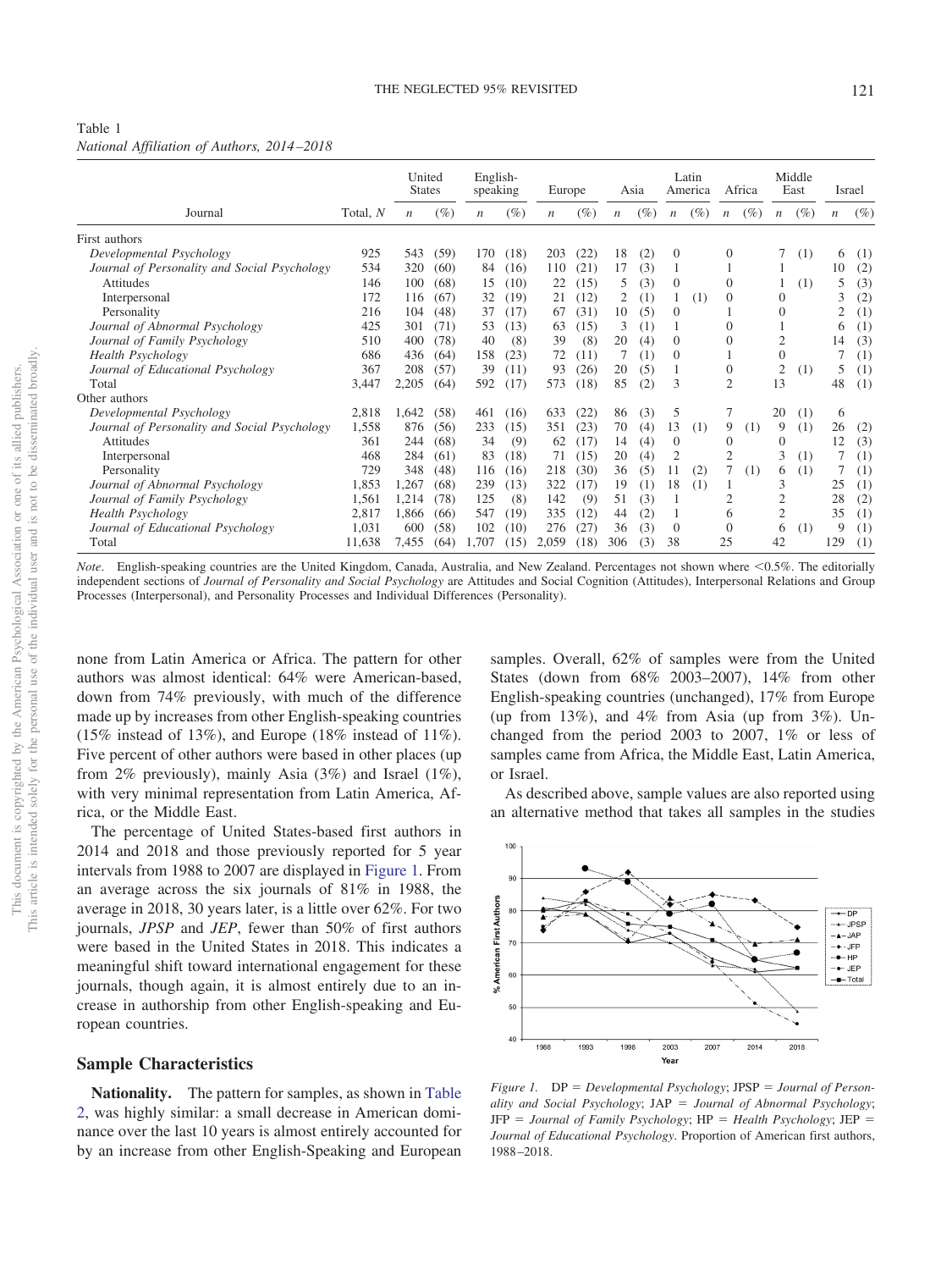Table 1
*National Affiliation of Authors, 2014–2018*

| Journal | Total, *N* | United States | | English-speaking | | Europe | | Asia | | Latin America | | Africa | | Middle East | | Israel | |
|---|---|---|---|---|---|---|---|---|---|---|---|---|---|---|---|---|---|
| | | *n* | (%) | *n* | (%) | *n* | (%) | *n* | (%) | *n* | (%) | *n* | (%) | *n* | (%) | *n* | (%) |
| First authors | | | | | | | | | | | | | | | | | |
| *Developmental Psychology* | 925 | 543 | (59) | 170 | (18) | 203 | (22) | 18 | (2) | 0 | | 0 | | 7 | (1) | 6 | (1) |
| *Journal of Personality and Social Psychology* | 534 | 320 | (60) | 84 | (16) | 110 | (21) | 17 | (3) | 1 | | 1 | | 1 | | 10 | (2) |
| Attitudes | 146 | 100 | (68) | 15 | (10) | 22 | (15) | 5 | (3) | 0 | | 0 | | 1 | (1) | 5 | (3) |
| Interpersonal | 172 | 116 | (67) | 32 | (19) | 21 | (12) | 2 | (1) | 1 | (1) | 0 | | 0 | | 3 | (2) |
| Personality | 216 | 104 | (48) | 37 | (17) | 67 | (31) | 10 | (5) | 0 | | 1 | | 0 | | 2 | (1) |
| *Journal of Abnormal Psychology* | 425 | 301 | (71) | 53 | (13) | 63 | (15) | 3 | (1) | 1 | | 0 | | 1 | | 6 | (1) |
| *Journal of Family Psychology* | 510 | 400 | (78) | 40 | (8) | 39 | (8) | 20 | (4) | 0 | | 0 | | 2 | | 14 | (3) |
| *Health Psychology* | 686 | 436 | (64) | 158 | (23) | 72 | (11) | 7 | (1) | 0 | | 1 | | 0 | | 7 | (1) |
| *Journal of Educational Psychology* | 367 | 208 | (57) | 39 | (11) | 93 | (26) | 20 | (5) | 1 | | 0 | | 2 | (1) | 5 | (1) |
| Total | 3,447 | 2,205 | (64) | 592 | (17) | 573 | (18) | 85 | (2) | 3 | | 2 | | 13 | | 48 | (1) |
| Other authors | | | | | | | | | | | | | | | | | |
| *Developmental Psychology* | 2,818 | 1,642 | (58) | 461 | (16) | 633 | (22) | 86 | (3) | 5 | | 7 | | 20 | (1) | 6 | |
| *Journal of Personality and Social Psychology* | 1,558 | 876 | (56) | 233 | (15) | 351 | (23) | 70 | (4) | 13 | (1) | 9 | (1) | 9 | (1) | 26 | (2) |
| Attitudes | 361 | 244 | (68) | 34 | (9) | 62 | (17) | 14 | (4) | 0 | | 0 | | 0 | | 12 | (3) |
| Interpersonal | 468 | 284 | (61) | 83 | (18) | 71 | (15) | 20 | (4) | 2 | | 2 | | 3 | (1) | 7 | (1) |
| Personality | 729 | 348 | (48) | 116 | (16) | 218 | (30) | 36 | (5) | 11 | (2) | 7 | (1) | 6 | (1) | 7 | (1) |
| *Journal of Abnormal Psychology* | 1,853 | 1,267 | (68) | 239 | (13) | 322 | (17) | 19 | (1) | 18 | (1) | 1 | | 3 | | 25 | (1) |
| *Journal of Family Psychology* | 1,561 | 1,214 | (78) | 125 | (8) | 142 | (9) | 51 | (3) | 1 | | 2 | | 2 | | 28 | (2) |
| *Health Psychology* | 2,817 | 1,866 | (66) | 547 | (19) | 335 | (12) | 44 | (2) | 1 | | 6 | | 2 | | 35 | (1) |
| *Journal of Educational Psychology* | 1,031 | 600 | (58) | 102 | (10) | 276 | (27) | 36 | (3) | 0 | | 0 | | 6 | (1) | 9 | (1) |
| Total | 11,638 | 7,455 | (64) | 1,707 | (15) | 2,059 | (18) | 306 | (3) | 38 | | 25 | | 42 | | 129 | (1) |

*Note*. English-speaking countries are the United Kingdom, Canada, Australia, and New Zealand. Percentages not shown where <0.5%. The editorially independent sections of *Journal of Personality and Social Psychology* are Attitudes and Social Cognition (Attitudes), Interpersonal Relations and Group Processes (Interpersonal), and Personality Processes and Individual Differences (Personality).

none from Latin America or Africa. The pattern for other authors was almost identical: 64% were American-based, down from 74% previously, with much of the difference made up by increases from other English-speaking countries (15% instead of 13%), and Europe (18% instead of 11%). Five percent of other authors were based in other places (up from 2% previously), mainly Asia (3%) and Israel (1%), with very minimal representation from Latin America, Africa, or the Middle East.

The percentage of United States-based first authors in 2014 and 2018 and those previously reported for 5 year intervals from 1988 to 2007 are displayed in Figure 1. From an average across the six journals of 81% in 1988, the average in 2018, 30 years later, is a little over 62%. For two journals, *JPSP* and *JEP*, fewer than 50% of first authors were based in the United States in 2018. This indicates a meaningful shift toward international engagement for these journals, though again, it is almost entirely due to an increase in authorship from other English-speaking and European countries.

## Sample Characteristics

**Nationality.** The pattern for samples, as shown in Table 2, was highly similar: a small decrease in American dominance over the last 10 years is almost entirely accounted for by an increase from other English-Speaking and European samples. Overall, 62% of samples were from the United States (down from 68% 2003–2007), 14% from other English-speaking countries (unchanged), 17% from Europe (up from 13%), and 4% from Asia (up from 3%). Unchanged from the period 2003 to 2007, 1% or less of samples came from Africa, the Middle East, Latin America, or Israel.

As described above, sample values are also reported using an alternative method that takes all samples in the studies

*Figure 1.* DP = *Developmental Psychology*; JPSP = *Journal of Personality and Social Psychology*; JAP = *Journal of Abnormal Psychology*; JFP = *Journal of Family Psychology*; HP = *Health Psychology*; JEP = *Journal of Educational Psychology*. Proportion of American first authors, 1988–2018.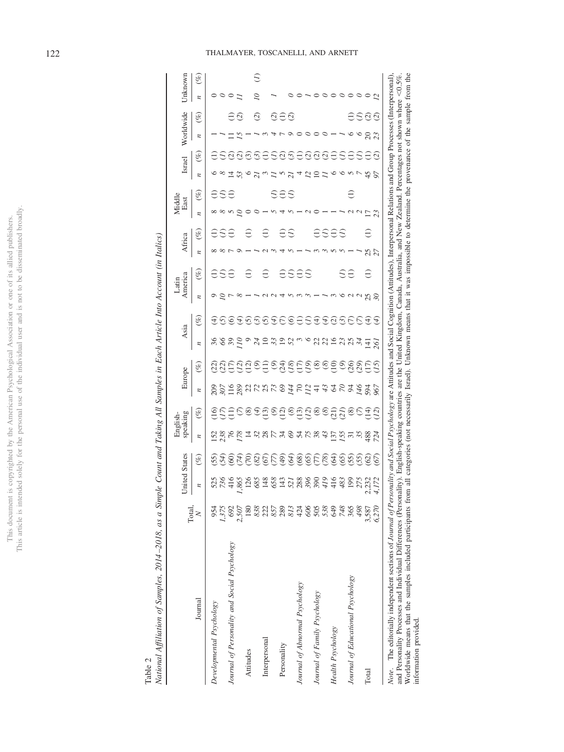Table 2

*National Affiliation of Samples, 2014–2018, as a Simple Count and Taking All Samples in Each Article Into Account (in Italics)*

| Journal | Total, *N* | United States *n* | United States (%) | English-speaking *n* | English-speaking (%) | Europe *n* | Europe (%) | Asia *n* | Asia (%) | Latin America *n* | Latin America (%) | Africa *n* | Africa (%) | Middle East *n* | Middle East (%) | Israel *n* | Israel (%) | Worldwide *n* | Worldwide (%) | Unknown *n* | Unknown (%) |
|---|---|---|---|---|---|---|---|---|---|---|---|---|---|---|---|---|---|---|---|---|---|
| *Developmental Psychology* | 954 | 525 | (55) | 152 | (16) | 209 | (22) | 36 | (4) | 9 | (1) | 8 | (1) | 8 | (1) | 6 | (1) | 1 | | 0 | |
| | *1,375* | *736* | *(54)* | *238* | *(17)* | *307* | *(22)* | *66* | *(5)* | *10* | *(1)* | *8* | *(1)* | *8* | *(1)* | *8* | *(1)* | *1* | | *0* | |
| *Journal of Personality and Social Psychology* | 692 | 416 | (60) | 76 | (11) | 116 | (17) | 39 | (6) | 7 | (1) | 7 | (1) | 5 | (1) | 14 | (2) | 11 | (1) | 0 | |
| | *2,507* | *1,865* | *(74)* | *178* | *(7)* | *289* | *(12)* | *110* | *(4)* | *8* | | *9* | | *10* | | *53* | *(2)* | *15* | *(2)* | *11* | |
| Attitudes | 180 | 126 | (70) | 14 | (8) | 22 | (12) | 9 | (5) | 1 | (1) | 1 | (1) | 0 | | 6 | (3) | 1 | | | |
| | *838* | *685* | *(82)* | *32* | *(4)* | *72* | *(9)* | *24* | *(3)* | *1* | | *1* | | *0* | | *21* | *(3)* | *1* | *(2)* | *10* | *(1)* |
| Interpersonal | 222 | 148 | (67) | 28 | (13) | 25 | (11) | 10 | (5) | 2 | (1) | 2 | (1) | 1 | | 3 | (1) | 3 | | | |
| | *857* | *658* | *(77)* | *77* | *(9)* | *73* | *(9)* | *33* | *(4)* | *2* | | *3* | | *5* | *(1)* | *11* | *(1)* | *4* | *(2)* | | |
| Personality | 289 | 143 | (49) | 34 | (12) | 69 | (24) | 19 | (7) | 4 | (1) | 4 | (1) | 4 | (1) | 5 | (2) | 7 | (1) | | |
| | *813* | *521* | *(64)* | *69* | *(8)* | *144* | *(18)* | *52* | *(6)* | *5* | *(1)* | *5* | *(1)* | *5* | *(1)* | *21* | *(3)* | *9* | *(2)* | *1* | |
| *Journal of Abnormal Psychology* | 424 | 288 | (68) | 54 | (13) | 70 | (17) | 3 | (1) | 3 | (1) | 1 | | 1 | | 4 | (1) | 0 | | 0 | |
| | *606* | *396* | *(65)* | *75* | *(12)* | *112* | *(19)* | *6* | *(1)* | *3* | *(1)* | *1* | | *2* | | *12* | *(2)* | *0* | | *1* | |
| *Journal of Family Psychology* | 505 | 390 | (77) | 38 | (8) | 41 | (8) | 22 | (4) | 1 | | 3 | (1) | 0 | | 10 | (2) | 0 | | 0 | |
| | *538* | *419* | *(78)* | *43* | *(8)* | *43* | *(8)* | *22* | *(4)* | *1* | | *3* | *(1)* | *1* | | *11* | *(2)* | *0* | | *0* | |
| *Health Psychology* | 649 | 416 | (64) | 137 | (21) | 64 | (10) | 16 | (2) | 3 | | 5 | (1) | 1 | | 6 | (1) | 1 | | 0 | |
| | *748* | *483* | *(65)* | *155* | *(21)* | *70* | *(9)* | *23* | *(3)* | *6* | *(1)* | *5* | *(1)* | *1* | | *6* | *(1)* | *1* | | *0* | |
| *Journal of Educational Psychology* | 365 | 199 | (55) | 31 | (8) | 94 | (26) | 25 | (7) | 2 | (1) | 1 | | 2 | (1) | 5 | (1) | 6 | (1) | 0 | |
| | *498* | *275* | *(55)* | *35* | *(7)* | *146* | *(29)* | *34* | *(7)* | *2* | | *1* | | *2* | | *7* | *(1)* | *6* | *(1)* | *0* | |
| Total | 3,587 | 2,232 | (62) | 488 | (14) | 594 | (17) | 141 | (4) | 25 | (1) | 25 | (1) | 17 | (1) | 45 | (1) | 20 | (2) | 0 | |
| | *6,270* | *4,172* | *(67)* | *724* | *(12)* | *967* | *(15)* | *261* | *(4)* | *30* | | *27* | | *23* | | *97* | *(2)* | *23* | *(2)* | *12* | |

*Note.* The editorially independent sections of *Journal of Personality and Social Psychology* are Attitudes and Social Cognition (Attitudes), Interpersonal Relations and Group Processes (Interpersonal), and Personality Processes and Individual Differences (Personality). English-speaking countries are the United Kingdom, Canada, Australia, and New Zealand. Percentages not shown where <0.5%. Worldwide means that the samples included participants from all categories (not necessarily Israel). Unknown means that it was impossible to determine the provenance of the sample from the information provided.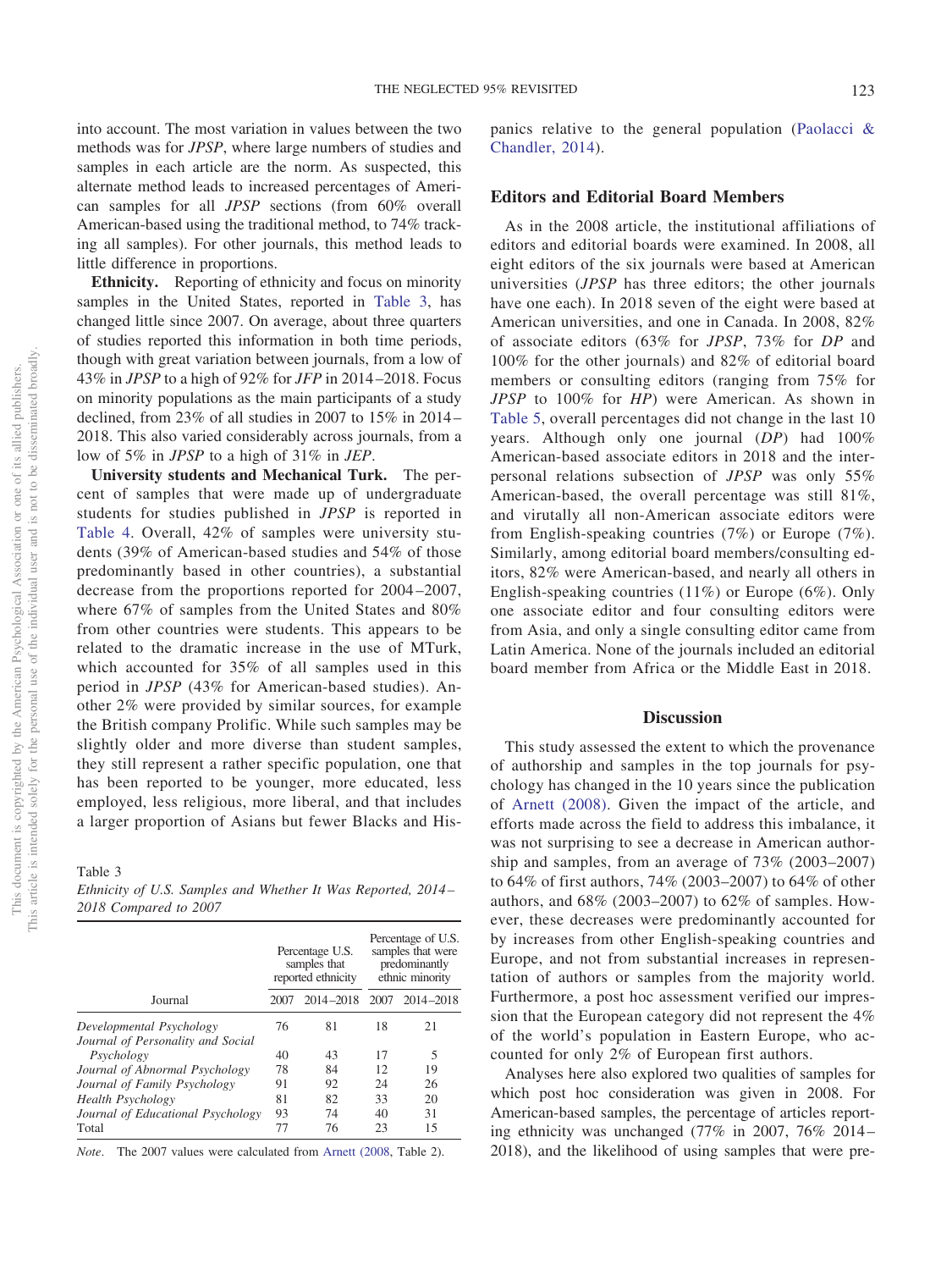into account. The most variation in values between the two methods was for *JPSP*, where large numbers of studies and samples in each article are the norm. As suspected, this alternate method leads to increased percentages of American samples for all *JPSP* sections (from 60% overall American-based using the traditional method, to 74% tracking all samples). For other journals, this method leads to little difference in proportions.

**Ethnicity.** Reporting of ethnicity and focus on minority samples in the United States, reported in Table 3, has changed little since 2007. On average, about three quarters of studies reported this information in both time periods, though with great variation between journals, from a low of 43% in *JPSP* to a high of 92% for *JFP* in 2014–2018. Focus on minority populations as the main participants of a study declined, from 23% of all studies in 2007 to 15% in 2014–2018. This also varied considerably across journals, from a low of 5% in *JPSP* to a high of 31% in *JEP*.

**University students and Mechanical Turk.** The percent of samples that were made up of undergraduate students for studies published in *JPSP* is reported in Table 4. Overall, 42% of samples were university students (39% of American-based studies and 54% of those predominantly based in other countries), a substantial decrease from the proportions reported for 2004–2007, where 67% of samples from the United States and 80% from other countries were students. This appears to be related to the dramatic increase in the use of MTurk, which accounted for 35% of all samples used in this period in *JPSP* (43% for American-based studies). Another 2% were provided by similar sources, for example the British company Prolific. While such samples may be slightly older and more diverse than student samples, they still represent a rather specific population, one that has been reported to be younger, more educated, less employed, less religious, more liberal, and that includes a larger proportion of Asians but fewer Blacks and Hispanics relative to the general population (Paolacci & Chandler, 2014).

Table 3
*Ethnicity of U.S. Samples and Whether It Was Reported, 2014–2018 Compared to 2007*

| Journal | Percentage U.S. samples that reported ethnicity | | Percentage of U.S. samples that were predominantly ethnic minority | |
|---|---|---|---|---|
| | 2007 | 2014–2018 | 2007 | 2014–2018 |
| *Developmental Psychology* | 76 | 81 | 18 | 21 |
| *Journal of Personality and Social Psychology* | 40 | 43 | 17 | 5 |
| *Journal of Abnormal Psychology* | 78 | 84 | 12 | 19 |
| *Journal of Family Psychology* | 91 | 92 | 24 | 26 |
| *Health Psychology* | 81 | 82 | 33 | 20 |
| *Journal of Educational Psychology* | 93 | 74 | 40 | 31 |
| Total | 77 | 76 | 23 | 15 |

*Note.* The 2007 values were calculated from Arnett (2008, Table 2).

## Editors and Editorial Board Members

As in the 2008 article, the institutional affiliations of editors and editorial boards were examined. In 2008, all eight editors of the six journals were based at American universities (*JPSP* has three editors; the other journals have one each). In 2018 seven of the eight were based at American universities, and one in Canada. In 2008, 82% of associate editors (63% for *JPSP*, 73% for *DP* and 100% for the other journals) and 82% of editorial board members or consulting editors (ranging from 75% for *JPSP* to 100% for *HP*) were American. As shown in Table 5, overall percentages did not change in the last 10 years. Although only one journal (*DP*) had 100% American-based associate editors in 2018 and the interpersonal relations subsection of *JPSP* was only 55% American-based, the overall percentage was still 81%, and virtually all non-American associate editors were from English-speaking countries (7%) or Europe (7%). Similarly, among editorial board members/consulting editors, 82% were American-based, and nearly all others in English-speaking countries (11%) or Europe (6%). Only one associate editor and four consulting editors were from Asia, and only a single consulting editor came from Latin America. None of the journals included an editorial board member from Africa or the Middle East in 2018.

# Discussion

This study assessed the extent to which the provenance of authorship and samples in the top journals for psychology has changed in the 10 years since the publication of Arnett (2008). Given the impact of the article, and efforts made across the field to address this imbalance, it was not surprising to see a decrease in American authorship and samples, from an average of 73% (2003–2007) to 64% of first authors, 74% (2003–2007) to 64% of other authors, and 68% (2003–2007) to 62% of samples. However, these decreases were predominantly accounted for by increases from other English-speaking countries and Europe, and not from substantial increases in representation of authors or samples from the majority world. Furthermore, a post hoc assessment verified our impression that the European category did not represent the 4% of the world's population in Eastern Europe, who accounted for only 2% of European first authors.

Analyses here also explored two qualities of samples for which post hoc consideration was given in 2008. For American-based samples, the percentage of articles reporting ethnicity was unchanged (77% in 2007, 76% 2014–2018), and the likelihood of using samples that were pre-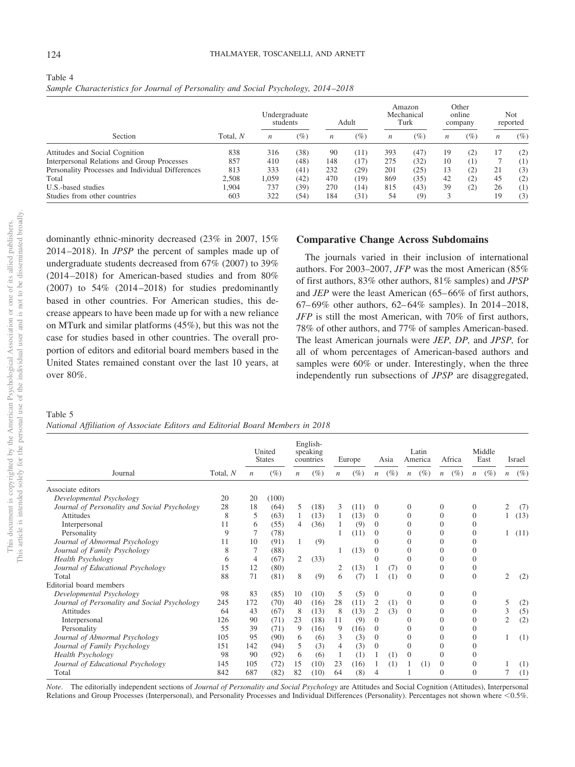Table 4
*Sample Characteristics for Journal of Personality and Social Psychology, 2014–2018*

| Section | Total, *N* | Undergraduate students | | Adult | | Amazon Mechanical Turk | | Other online company | | Not reported | |
|---|---|---|---|---|---|---|---|---|---|---|---|
| | | *n* | (%) | *n* | (%) | *n* | (%) | *n* | (%) | *n* | (%) |
| Attitudes and Social Cognition | 838 | 316 | (38) | 90 | (11) | 393 | (47) | 19 | (2) | 17 | (2) |
| Interpersonal Relations and Group Processes | 857 | 410 | (48) | 148 | (17) | 275 | (32) | 10 | (1) | 7 | (1) |
| Personality Processes and Individual Differences | 813 | 333 | (41) | 232 | (29) | 201 | (25) | 13 | (2) | 21 | (3) |
| Total | 2,508 | 1,059 | (42) | 470 | (19) | 869 | (35) | 42 | (2) | 45 | (2) |
| U.S.-based studies | 1,904 | 737 | (39) | 270 | (14) | 815 | (43) | 39 | (2) | 26 | (1) |
| Studies from other countries | 603 | 322 | (54) | 184 | (31) | 54 | (9) | 3 | | 19 | (3) |

dominantly ethnic-minority decreased (23% in 2007, 15% 2014–2018). In *JPSP* the percent of samples made up of undergraduate students decreased from 67% (2007) to 39% (2014–2018) for American-based studies and from 80% (2007) to 54% (2014–2018) for studies predominantly based in other countries. For American studies, this decrease appears to have been made up for with a new reliance on MTurk and similar platforms (45%), but this was not the case for studies based in other countries. The overall proportion of editors and editorial board members based in the United States remained constant over the last 10 years, at over 80%.

## Comparative Change Across Subdomains

The journals varied in their inclusion of international authors. For 2003–2007, *JFP* was the most American (85% of first authors, 83% other authors, 81% samples) and *JPSP* and *JEP* were the least American (65–66% of first authors, 67–69% other authors, 62–64% samples). In 2014–2018, *JFP* is still the most American, with 70% of first authors, 78% of other authors, and 77% of samples American-based. The least American journals were *JEP, DP,* and *JPSP,* for all of whom percentages of American-based authors and samples were 60% or under. Interestingly, when the three independently run subsections of *JPSP* are disaggregated,

Table 5
*National Affiliation of Associate Editors and Editorial Board Members in 2018*

| Journal | Total, *N* | United States | | English-speaking countries | | Europe | | Asia | | Latin America | | Africa | | Middle East | | Israel | |
|---|---|---|---|---|---|---|---|---|---|---|---|---|---|---|---|---|---|
| | | *n* | (%) | *n* | (%) | *n* | (%) | *n* | (%) | *n* | (%) | *n* | (%) | *n* | (%) | *n* | (%) |
| Associate editors | | | | | | | | | | | | | | | | | |
| *Developmental Psychology* | 20 | 20 | (100) | | | | | | | | | | | | | | |
| *Journal of Personality and Social Psychology* | 28 | 18 | (64) | 5 | (18) | 3 | (11) | 0 | | 0 | | 0 | | 0 | | 2 | (7) |
| Attitudes | 8 | 5 | (63) | 1 | (13) | 1 | (13) | 0 | | 0 | | 0 | | 0 | | 1 | (13) |
| Interpersonal | 11 | 6 | (55) | 4 | (36) | 1 | (9) | 0 | | 0 | | 0 | | 0 | | | |
| Personality | 9 | 7 | (78) | | | 1 | (11) | 0 | | 0 | | 0 | | 0 | | 1 | (11) |
| *Journal of Abnormal Psychology* | 11 | 10 | (91) | 1 | (9) | | | 0 | | 0 | | 0 | | 0 | | | |
| *Journal of Family Psychology* | 8 | 7 | (88) | | | 1 | (13) | 0 | | 0 | | 0 | | 0 | | | |
| *Health Psychology* | 6 | 4 | (67) | 2 | (33) | | | 0 | | 0 | | 0 | | 0 | | | |
| *Journal of Educational Psychology* | 15 | 12 | (80) | | | 2 | (13) | 1 | (7) | 0 | | 0 | | 0 | | | |
| Total | 88 | 71 | (81) | 8 | (9) | 6 | (7) | 1 | (1) | 0 | | 0 | | 0 | | 2 | (2) |
| Editorial board members | | | | | | | | | | | | | | | | | |
| *Developmental Psychology* | 98 | 83 | (85) | 10 | (10) | 5 | (5) | 0 | | 0 | | 0 | | 0 | | | |
| *Journal of Personality and Social Psychology* | 245 | 172 | (70) | 40 | (16) | 28 | (11) | 2 | (1) | 0 | | 0 | | 0 | | 5 | (2) |
| Attitudes | 64 | 43 | (67) | 8 | (13) | 8 | (13) | 2 | (3) | 0 | | 0 | | 0 | | 3 | (5) |
| Interpersonal | 126 | 90 | (71) | 23 | (18) | 11 | (9) | 0 | | 0 | | 0 | | 0 | | 2 | (2) |
| Personality | 55 | 39 | (71) | 9 | (16) | 9 | (16) | 0 | | 0 | | 0 | | 0 | | | |
| *Journal of Abnormal Psychology* | 105 | 95 | (90) | 6 | (6) | 3 | (3) | 0 | | 0 | | 0 | | 0 | | 1 | (1) |
| *Journal of Family Psychology* | 151 | 142 | (94) | 5 | (3) | 4 | (3) | 0 | | 0 | | 0 | | 0 | | | |
| *Health Psychology* | 98 | 90 | (92) | 6 | (6) | 1 | (1) | 1 | (1) | 0 | | 0 | | 0 | | | |
| *Journal of Educational Psychology* | 145 | 105 | (72) | 15 | (10) | 23 | (16) | 1 | (1) | 1 | (1) | 0 | | 0 | | 1 | (1) |
| Total | 842 | 687 | (82) | 82 | (10) | 64 | (8) | 4 | | 1 | | 0 | | 0 | | 7 | (1) |

*Note*. The editorially independent sections of *Journal of Personality and Social Psychology* are Attitudes and Social Cognition (Attitudes), Interpersonal Relations and Group Processes (Interpersonal), and Personality Processes and Individual Differences (Personality). Percentages not shown where <0.5%.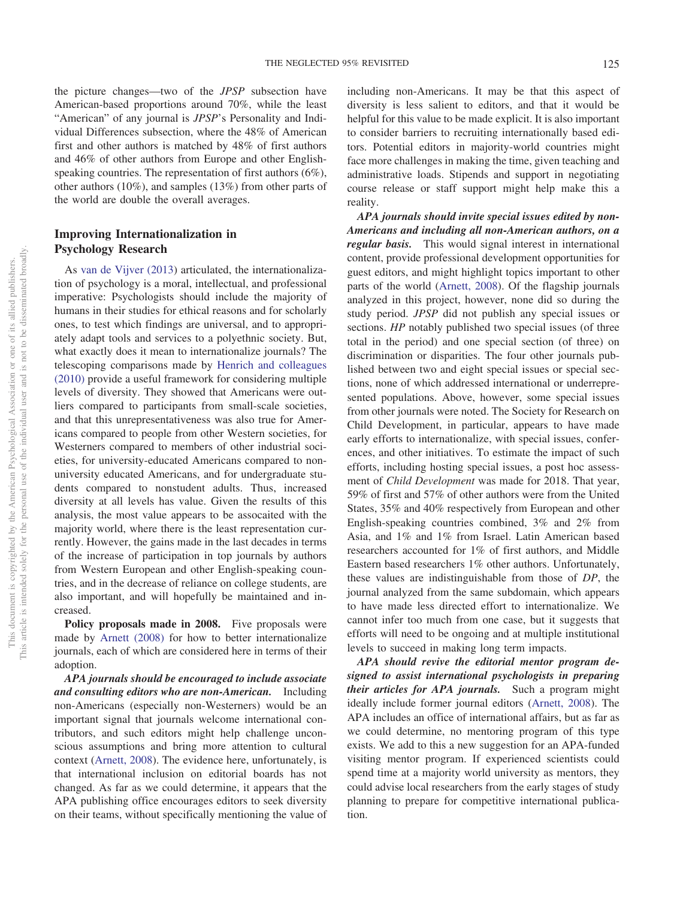the picture changes—two of the *JPSP* subsection have American-based proportions around 70%, while the least "American" of any journal is *JPSP*'s Personality and Individual Differences subsection, where the 48% of American first and other authors is matched by 48% of first authors and 46% of other authors from Europe and other English-speaking countries. The representation of first authors (6%), other authors (10%), and samples (13%) from other parts of the world are double the overall averages.

## Improving Internationalization in Psychology Research

As van de Vijver (2013) articulated, the internationalization of psychology is a moral, intellectual, and professional imperative: Psychologists should include the majority of humans in their studies for ethical reasons and for scholarly ones, to test which findings are universal, and to appropriately adapt tools and services to a polyethnic society. But, what exactly does it mean to internationalize journals? The telescoping comparisons made by Henrich and colleagues (2010) provide a useful framework for considering multiple levels of diversity. They showed that Americans were outliers compared to participants from small-scale societies, and that this unrepresentativeness was also true for Americans compared to people from other Western societies, for Westerners compared to members of other industrial societies, for university-educated Americans compared to non-university educated Americans, and for undergraduate students compared to nonstudent adults. Thus, increased diversity at all levels has value. Given the results of this analysis, the most value appears to be assocaited with the majority world, where there is the least representation currently. However, the gains made in the last decades in terms of the increase of participation in top journals by authors from Western European and other English-speaking countries, and in the decrease of reliance on college students, are also important, and will hopefully be maintained and increased.

**Policy proposals made in 2008.** Five proposals were made by Arnett (2008) for how to better internationalize journals, each of which are considered here in terms of their adoption.

***APA journals should be encouraged to include associate and consulting editors who are non-American.*** Including non-Americans (especially non-Westerners) would be an important signal that journals welcome international contributors, and such editors might help challenge unconscious assumptions and bring more attention to cultural context (Arnett, 2008). The evidence here, unfortunately, is that international inclusion on editorial boards has not changed. As far as we could determine, it appears that the APA publishing office encourages editors to seek diversity on their teams, without specifically mentioning the value of including non-Americans. It may be that this aspect of diversity is less salient to editors, and that it would be helpful for this value to be made explicit. It is also important to consider barriers to recruiting internationally based editors. Potential editors in majority-world countries might face more challenges in making the time, given teaching and administrative loads. Stipends and support in negotiating course release or staff support might help make this a reality.

***APA journals should invite special issues edited by non-Americans and including all non-American authors, on a regular basis.*** This would signal interest in international content, provide professional development opportunities for guest editors, and might highlight topics important to other parts of the world (Arnett, 2008). Of the flagship journals analyzed in this project, however, none did so during the study period. *JPSP* did not publish any special issues or sections. *HP* notably published two special issues (of three total in the period) and one special section (of three) on discrimination or disparities. The four other journals published between two and eight special issues or special sections, none of which addressed international or underrepresented populations. Above, however, some special issues from other journals were noted. The Society for Research on Child Development, in particular, appears to have made early efforts to internationalize, with special issues, conferences, and other initiatives. To estimate the impact of such efforts, including hosting special issues, a post hoc assessment of *Child Development* was made for 2018. That year, 59% of first and 57% of other authors were from the United States, 35% and 40% respectively from European and other English-speaking countries combined, 3% and 2% from Asia, and 1% and 1% from Israel. Latin American based researchers accounted for 1% of first authors, and Middle Eastern based researchers 1% other authors. Unfortunately, these values are indistinguishable from those of *DP*, the journal analyzed from the same subdomain, which appears to have made less directed effort to internationalize. We cannot infer too much from one case, but it suggests that efforts will need to be ongoing and at multiple institutional levels to succeed in making long term impacts.

***APA should revive the editorial mentor program designed to assist international psychologists in preparing their articles for APA journals.*** Such a program might ideally include former journal editors (Arnett, 2008). The APA includes an office of international affairs, but as far as we could determine, no mentoring program of this type exists. We add to this a new suggestion for an APA-funded visiting mentor program. If experienced scientists could spend time at a majority world university as mentors, they could advise local researchers from the early stages of study planning to prepare for competitive international publication.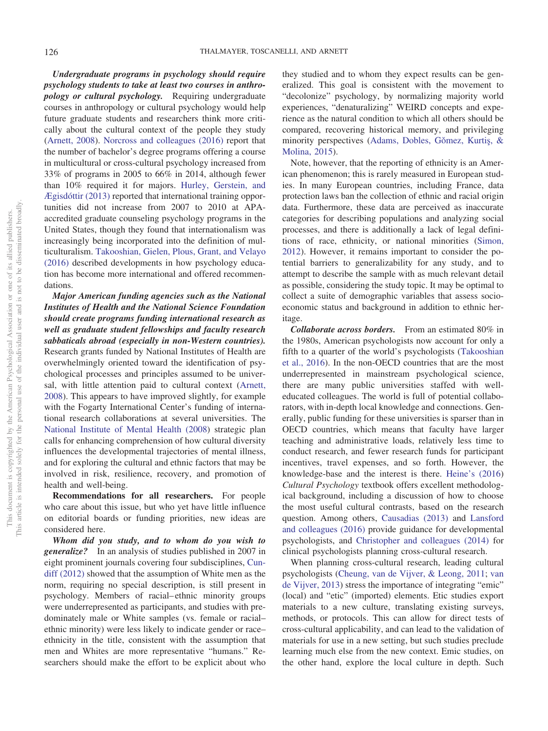***Undergraduate programs in psychology should require psychology students to take at least two courses in anthropology or cultural psychology.*** Requiring undergraduate courses in anthropology or cultural psychology would help future graduate students and researchers think more critically about the cultural context of the people they study (Arnett, 2008). Norcross and colleagues (2016) report that the number of bachelor's degree programs offering a course in multicultural or cross-cultural psychology increased from 33% of programs in 2005 to 66% in 2014, although fewer than 10% required it for majors. Hurley, Gerstein, and Ægisdóttir (2013) reported that international training opportunities did not increase from 2007 to 2010 at APA-accredited graduate counseling psychology programs in the United States, though they found that internationalism was increasingly being incorporated into the definition of multiculturalism. Takooshian, Gielen, Plous, Grant, and Velayo (2016) described developments in how psychology education has become more international and offered recommendations.

***Major American funding agencies such as the National Institutes of Health and the National Science Foundation should create programs funding international research as well as graduate student fellowships and faculty research sabbaticals abroad (especially in non-Western countries).*** Research grants funded by National Institutes of Health are overwhelmingly oriented toward the identification of psychological processes and principles assumed to be universal, with little attention paid to cultural context (Arnett, 2008). This appears to have improved slightly, for example with the Fogarty International Center's funding of international research collaborations at several universities. The National Institute of Mental Health (2008) strategic plan calls for enhancing comprehension of how cultural diversity influences the developmental trajectories of mental illness, and for exploring the cultural and ethnic factors that may be involved in risk, resilience, recovery, and promotion of health and well-being.

**Recommendations for all researchers.** For people who care about this issue, but who yet have little influence on editorial boards or funding priorities, new ideas are considered here.

***Whom did you study, and to whom do you wish to generalize?*** In an analysis of studies published in 2007 in eight prominent journals covering four subdisciplines, Cundiff (2012) showed that the assumption of White men as the norm, requiring no special description, is still present in psychology. Members of racial–ethnic minority groups were underrepresented as participants, and studies with predominately male or White samples (vs. female or racial–ethnic minority) were less likely to indicate gender or race–ethnicity in the title, consistent with the assumption that men and Whites are more representative "humans." Researchers should make the effort to be explicit about who they studied and to whom they expect results can be generalized. This goal is consistent with the movement to "decolonize" psychology, by normalizing majority world experiences, "denaturalizing" WEIRD concepts and experience as the natural condition to which all others should be compared, recovering historical memory, and privileging minority perspectives (Adams, Dobles, Gómez, Kurtiş, & Molina, 2015).

Note, however, that the reporting of ethnicity is an American phenomenon; this is rarely measured in European studies. In many European countries, including France, data protection laws ban the collection of ethnic and racial origin data. Furthermore, these data are perceived as inaccurate categories for describing populations and analyzing social processes, and there is additionally a lack of legal definitions of race, ethnicity, or national minorities (Simon, 2012). However, it remains important to consider the potential barriers to generalizability for any study, and to attempt to describe the sample with as much relevant detail as possible, considering the study topic. It may be optimal to collect a suite of demographic variables that assess socioeconomic status and background in addition to ethnic heritage.

***Collaborate across borders.*** From an estimated 80% in the 1980s, American psychologists now account for only a fifth to a quarter of the world's psychologists (Takooshian et al., 2016). In the non-OECD countries that are the most underrepresented in mainstream psychological science, there are many public universities staffed with well-educated colleagues. The world is full of potential collaborators, with in-depth local knowledge and connections. Generally, public funding for these universities is sparser than in OECD countries, which means that faculty have larger teaching and administrative loads, relatively less time to conduct research, and fewer research funds for participant incentives, travel expenses, and so forth. However, the knowledge-base and the interest is there. Heine's (2016) *Cultural Psychology* textbook offers excellent methodological background, including a discussion of how to choose the most useful cultural contrasts, based on the research question. Among others, Causadias (2013) and Lansford and colleagues (2016) provide guidance for developmental psychologists, and Christopher and colleagues (2014) for clinical psychologists planning cross-cultural research.

When planning cross-cultural research, leading cultural psychologists (Cheung, van de Vijver, & Leong, 2011; van de Vijver, 2013) stress the importance of integrating "emic" (local) and "etic" (imported) elements. Etic studies export materials to a new culture, translating existing surveys, methods, or protocols. This can allow for direct tests of cross-cultural applicability, and can lead to the validation of materials for use in a new setting, but such studies preclude learning much else from the new context. Emic studies, on the other hand, explore the local culture in depth. Such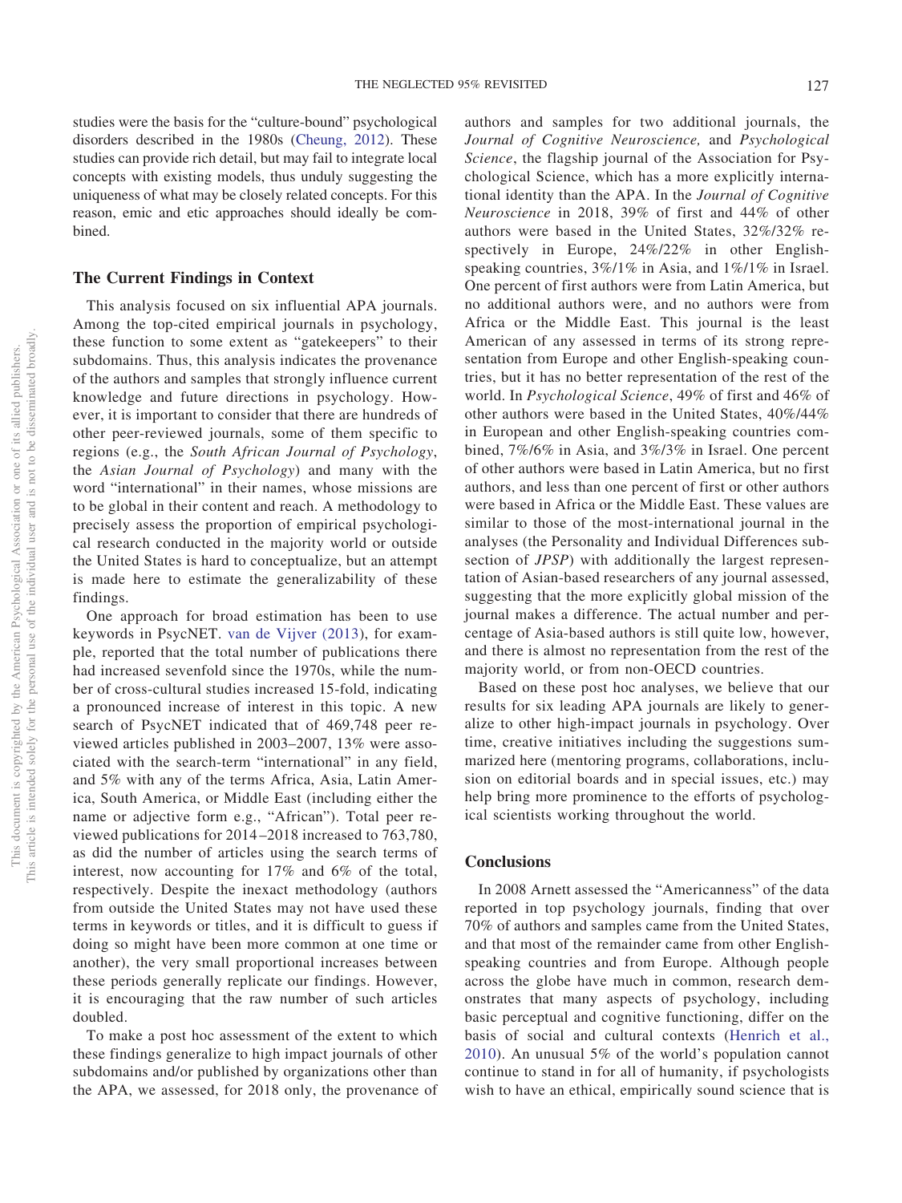studies were the basis for the "culture-bound" psychological disorders described in the 1980s (Cheung, 2012). These studies can provide rich detail, but may fail to integrate local concepts with existing models, thus unduly suggesting the uniqueness of what may be closely related concepts. For this reason, emic and etic approaches should ideally be combined.

## The Current Findings in Context

This analysis focused on six influential APA journals. Among the top-cited empirical journals in psychology, these function to some extent as "gatekeepers" to their subdomains. Thus, this analysis indicates the provenance of the authors and samples that strongly influence current knowledge and future directions in psychology. However, it is important to consider that there are hundreds of other peer-reviewed journals, some of them specific to regions (e.g., the *South African Journal of Psychology*, the *Asian Journal of Psychology*) and many with the word "international" in their names, whose missions are to be global in their content and reach. A methodology to precisely assess the proportion of empirical psychological research conducted in the majority world or outside the United States is hard to conceptualize, but an attempt is made here to estimate the generalizability of these findings.

One approach for broad estimation has been to use keywords in PsycNET. van de Vijver (2013), for example, reported that the total number of publications there had increased sevenfold since the 1970s, while the number of cross-cultural studies increased 15-fold, indicating a pronounced increase of interest in this topic. A new search of PsycNET indicated that of 469,748 peer reviewed articles published in 2003–2007, 13% were associated with the search-term "international" in any field, and 5% with any of the terms Africa, Asia, Latin America, South America, or Middle East (including either the name or adjective form e.g., "African"). Total peer reviewed publications for 2014–2018 increased to 763,780, as did the number of articles using the search terms of interest, now accounting for 17% and 6% of the total, respectively. Despite the inexact methodology (authors from outside the United States may not have used these terms in keywords or titles, and it is difficult to guess if doing so might have been more common at one time or another), the very small proportional increases between these periods generally replicate our findings. However, it is encouraging that the raw number of such articles doubled.

To make a post hoc assessment of the extent to which these findings generalize to high impact journals of other subdomains and/or published by organizations other than the APA, we assessed, for 2018 only, the provenance of authors and samples for two additional journals, the *Journal of Cognitive Neuroscience,* and *Psychological Science*, the flagship journal of the Association for Psychological Science, which has a more explicitly international identity than the APA. In the *Journal of Cognitive Neuroscience* in 2018, 39% of first and 44% of other authors were based in the United States, 32%/32% respectively in Europe, 24%/22% in other English-speaking countries, 3%/1% in Asia, and 1%/1% in Israel. One percent of first authors were from Latin America, but no additional authors were, and no authors were from Africa or the Middle East. This journal is the least American of any assessed in terms of its strong representation from Europe and other English-speaking countries, but it has no better representation of the rest of the world. In *Psychological Science*, 49% of first and 46% of other authors were based in the United States, 40%/44% in European and other English-speaking countries combined, 7%/6% in Asia, and 3%/3% in Israel. One percent of other authors were based in Latin America, but no first authors, and less than one percent of first or other authors were based in Africa or the Middle East. These values are similar to those of the most-international journal in the analyses (the Personality and Individual Differences subsection of *JPSP*) with additionally the largest representation of Asian-based researchers of any journal assessed, suggesting that the more explicitly global mission of the journal makes a difference. The actual number and percentage of Asia-based authors is still quite low, however, and there is almost no representation from the rest of the majority world, or from non-OECD countries.

Based on these post hoc analyses, we believe that our results for six leading APA journals are likely to generalize to other high-impact journals in psychology. Over time, creative initiatives including the suggestions summarized here (mentoring programs, collaborations, inclusion on editorial boards and in special issues, etc.) may help bring more prominence to the efforts of psychological scientists working throughout the world.

## Conclusions

In 2008 Arnett assessed the "Americanness" of the data reported in top psychology journals, finding that over 70% of authors and samples came from the United States, and that most of the remainder came from other English-speaking countries and from Europe. Although people across the globe have much in common, research demonstrates that many aspects of psychology, including basic perceptual and cognitive functioning, differ on the basis of social and cultural contexts (Henrich et al., 2010). An unusual 5% of the world's population cannot continue to stand in for all of humanity, if psychologists wish to have an ethical, empirically sound science that is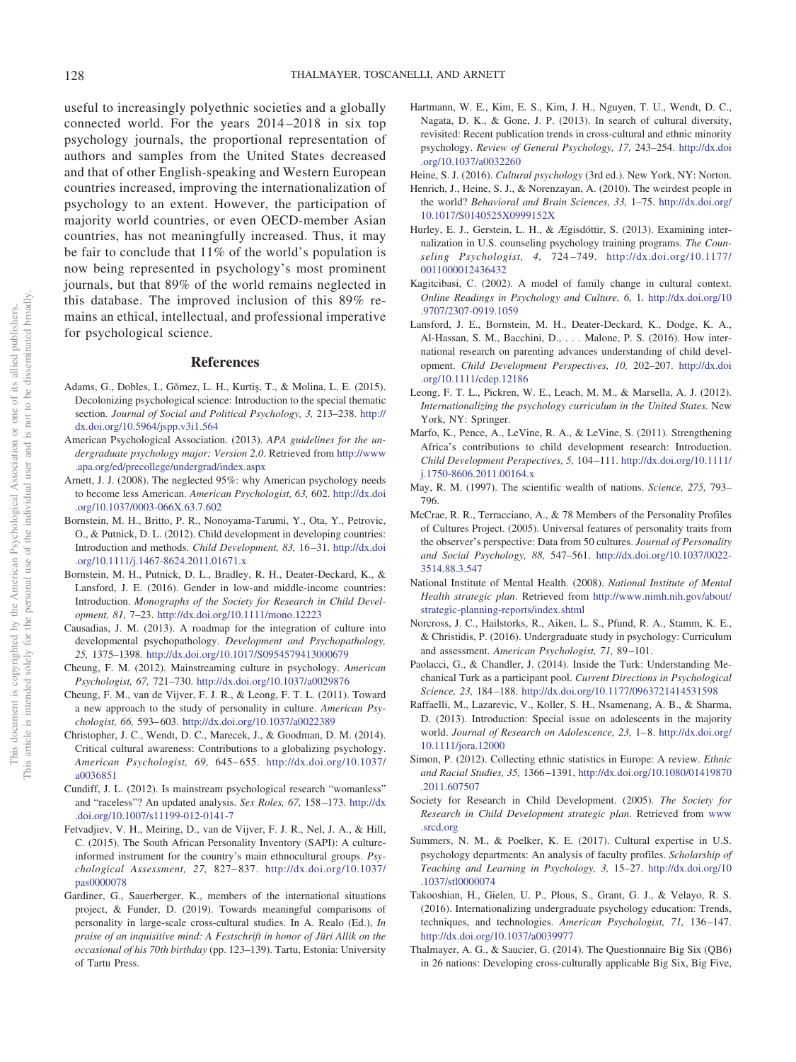useful to increasingly polyethnic societies and a globally connected world. For the years 2014–2018 in six top psychology journals, the proportional representation of authors and samples from the United States decreased and that of other English-speaking and Western European countries increased, improving the internationalization of psychology to an extent. However, the participation of majority world countries, or even OECD-member Asian countries, has not meaningfully increased. Thus, it may be fair to conclude that 11% of the world's population is now being represented in psychology's most prominent journals, but that 89% of the world remains neglected in this database. The improved inclusion of this 89% remains an ethical, intellectual, and professional imperative for psychological science.

## References

Adams, G., Dobles, I., Gŏmez, L. H., Kurtiş, T., & Molina, L. E. (2015). Decolonizing psychological science: Introduction to the special thematic section. *Journal of Social and Political Psychology, 3,* 213–238. http://dx.doi.org/10.5964/jspp.v3i1.564

American Psychological Association. (2013). *APA guidelines for the undergraduate psychology major: Version 2.0*. Retrieved from http://www.apa.org/ed/precollege/undergrad/index.aspx

Arnett, J. J. (2008). The neglected 95%: why American psychology needs to become less American. *American Psychologist, 63,* 602. http://dx.doi.org/10.1037/0003-066X.63.7.602

Bornstein, M. H., Britto, P. R., Nonoyama-Tarumi, Y., Ota, Y., Petrovic, O., & Putnick, D. L. (2012). Child development in developing countries: Introduction and methods. *Child Development, 83,* 16–31. http://dx.doi.org/10.1111/j.1467-8624.2011.01671.x

Bornstein, M. H., Putnick, D. L., Bradley, R. H., Deater-Deckard, K., & Lansford, J. E. (2016). Gender in low-and middle-income countries: Introduction. *Monographs of the Society for Research in Child Development, 81,* 7–23. http://dx.doi.org/10.1111/mono.12223

Causadias, J. M. (2013). A roadmap for the integration of culture into developmental psychopathology. *Development and Psychopathology, 25,* 1375–1398. http://dx.doi.org/10.1017/S0954579413000679

Cheung, F. M. (2012). Mainstreaming culture in psychology. *American Psychologist, 67,* 721–730. http://dx.doi.org/10.1037/a0029876

Cheung, F. M., van de Vijver, F. J. R., & Leong, F. T. L. (2011). Toward a new approach to the study of personality in culture. *American Psychologist, 66,* 593–603. http://dx.doi.org/10.1037/a0022389

Christopher, J. C., Wendt, D. C., Marecek, J., & Goodman, D. M. (2014). Critical cultural awareness: Contributions to a globalizing psychology. *American Psychologist, 69,* 645–655. http://dx.doi.org/10.1037/a0036851

Cundiff, J. L. (2012). Is mainstream psychological research "womanless" and "raceless"? An updated analysis. *Sex Roles, 67,* 158–173. http://dx.doi.org/10.1007/s11199-012-0141-7

Fetvadjiev, V. H., Meiring, D., van de Vijver, F. J. R., Nel, J. A., & Hill, C. (2015). The South African Personality Inventory (SAPI): A culture-informed instrument for the country's main ethnocultural groups. *Psychological Assessment, 27,* 827–837. http://dx.doi.org/10.1037/pas0000078

Gardiner, G., Sauerberger, K., members of the international situations project, & Funder, D. (2019). Towards meaningful comparisons of personality in large-scale cross-cultural studies. In A. Realo (Ed.), *In praise of an inquisitive mind: A Festschrift in honor of Jüri Allik on the occasional of his 70th birthday* (pp. 123–139). Tartu, Estonia: University of Tartu Press.

Hartmann, W. E., Kim, E. S., Kim, J. H., Nguyen, T. U., Wendt, D. C., Nagata, D. K., & Gone, J. P. (2013). In search of cultural diversity, revisited: Recent publication trends in cross-cultural and ethnic minority psychology. *Review of General Psychology, 17,* 243–254. http://dx.doi.org/10.1037/a0032260

Heine, S. J. (2016). *Cultural psychology* (3rd ed.). New York, NY: Norton.

Henrich, J., Heine, S. J., & Norenzayan, A. (2010). The weirdest people in the world? *Behavioral and Brain Sciences, 33,* 1–75. http://dx.doi.org/10.1017/S0140525X0999152X

Hurley, E. J., Gerstein, L. H., & Ægisdóttir, S. (2013). Examining internalization in U.S. counseling psychology training programs. *The Counseling Psychologist, 4,* 724–749. http://dx.doi.org/10.1177/0011000012436432

Kagitcibasi, C. (2002). A model of family change in cultural context. *Online Readings in Psychology and Culture, 6,* 1. http://dx.doi.org/10.9707/2307-0919.1059

Lansford, J. E., Bornstein, M. H., Deater-Deckard, K., Dodge, K. A., Al-Hassan, S. M., Bacchini, D., . . . Malone, P. S. (2016). How international research on parenting advances understanding of child development. *Child Development Perspectives, 10,* 202–207. http://dx.doi.org/10.1111/cdep.12186

Leong, F. T. L., Pickren, W. E., Leach, M. M., & Marsella, A. J. (2012). *Internationalizing the psychology curriculum in the United States*. New York, NY: Springer.

Marfo, K., Pence, A., LeVine, R. A., & LeVine, S. (2011). Strengthening Africa's contributions to child development research: Introduction. *Child Development Perspectives, 5,* 104–111. http://dx.doi.org/10.1111/j.1750-8606.2011.00164.x

May, R. M. (1997). The scientific wealth of nations. *Science, 275,* 793–796.

McCrae, R. R., Terracciano, A., & 78 Members of the Personality Profiles of Cultures Project. (2005). Universal features of personality traits from the observer's perspective: Data from 50 cultures. *Journal of Personality and Social Psychology, 88,* 547–561. http://dx.doi.org/10.1037/0022-3514.88.3.547

National Institute of Mental Health. (2008). *National Institute of Mental Health strategic plan*. Retrieved from http://www.nimh.nih.gov/about/strategic-planning-reports/index.shtml

Norcross, J. C., Hailstorks, R., Aiken, L. S., Pfund, R. A., Stamm, K. E., & Christidis, P. (2016). Undergraduate study in psychology: Curriculum and assessment. *American Psychologist, 71,* 89–101.

Paolacci, G., & Chandler, J. (2014). Inside the Turk: Understanding Mechanical Turk as a participant pool. *Current Directions in Psychological Science, 23,* 184–188. http://dx.doi.org/10.1177/0963721414531598

Raffaelli, M., Lazarevic, V., Koller, S. H., Nsamenang, A. B., & Sharma, D. (2013). Introduction: Special issue on adolescents in the majority world. *Journal of Research on Adolescence, 23,* 1–8. http://dx.doi.org/10.1111/jora.12000

Simon, P. (2012). Collecting ethnic statistics in Europe: A review. *Ethnic and Racial Studies, 35,* 1366–1391, http://dx.doi.org/10.1080/01419870.2011.607507

Society for Research in Child Development. (2005). *The Society for Research in Child Development strategic plan*. Retrieved from www.srcd.org

Summers, N. M., & Poelker, K. E. (2017). Cultural expertise in U.S. psychology departments: An analysis of faculty profiles. *Scholarship of Teaching and Learning in Psychology, 3,* 15–27. http://dx.doi.org/10.1037/stl0000074

Takooshian, H., Gielen, U. P., Plous, S., Grant, G. J., & Velayo, R. S. (2016). Internationalizing undergraduate psychology education: Trends, techniques, and technologies. *American Psychologist, 71,* 136–147. http://dx.doi.org/10.1037/a0039977

Thalmayer, A. G., & Saucier, G. (2014). The Questionnaire Big Six (QB6) in 26 nations: Developing cross-culturally applicable Big Six, Big Five,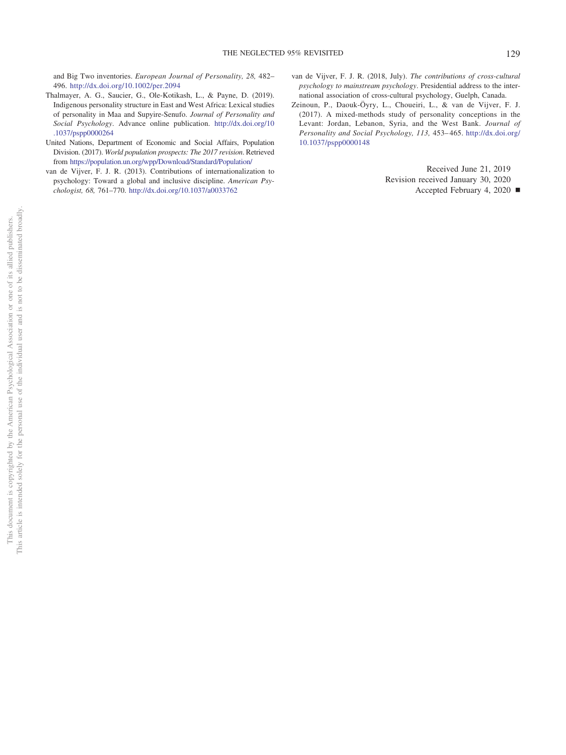and Big Two inventories. *European Journal of Personality, 28,* 482–496. http://dx.doi.org/10.1002/per.2094

Thalmayer, A. G., Saucier, G., Ole-Kotikash, L., & Payne, D. (2019). Indigenous personality structure in East and West Africa: Lexical studies of personality in Maa and Supyire-Senufo. *Journal of Personality and Social Psychology*. Advance online publication. http://dx.doi.org/10.1037/pspp0000264

United Nations, Department of Economic and Social Affairs, Population Division. (2017). *World population prospects: The 2017 revision*. Retrieved from https://population.un.org/wpp/Download/Standard/Population/

van de Vijver, F. J. R. (2013). Contributions of internationalization to psychology: Toward a global and inclusive discipline. *American Psychologist, 68,* 761–770. http://dx.doi.org/10.1037/a0033762

van de Vijver, F. J. R. (2018, July). *The contributions of cross-cultural psychology to mainstream psychology*. Presidential address to the international association of cross-cultural psychology, Guelph, Canada.

Zeinoun, P., Daouk-Öyry, L., Choueiri, L., & van de Vijver, F. J. (2017). A mixed-methods study of personality conceptions in the Levant: Jordan, Lebanon, Syria, and the West Bank. *Journal of Personality and Social Psychology, 113,* 453–465. http://dx.doi.org/10.1037/pspp0000148

Received June 21, 2019
Revision received January 30, 2020
Accepted February 4, 2020 ■